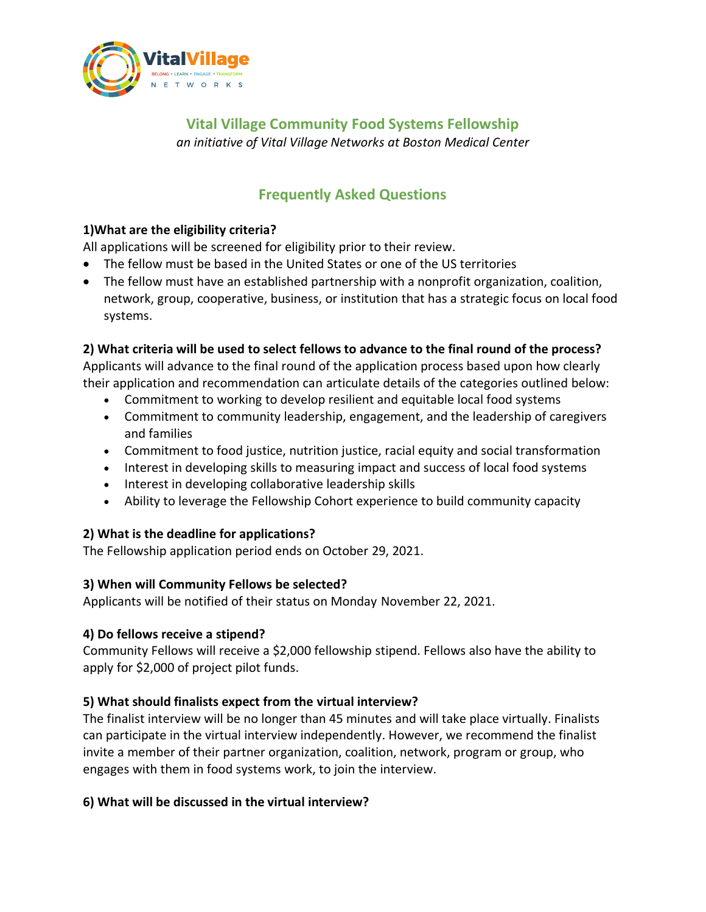## Vital Village Community Food Systems Fellowship

*an initiative of Vital Village Networks at Boston Medical Center*

## Frequently Asked Questions

**1)What are the eligibility criteria?**

All applications will be screened for eligibility prior to their review.

- The fellow must be based in the United States or one of the US territories
- The fellow must have an established partnership with a nonprofit organization, coalition, network, group, cooperative, business, or institution that has a strategic focus on local food systems.

**2) What criteria will be used to select fellows to advance to the final round of the process?**

Applicants will advance to the final round of the application process based upon how clearly their application and recommendation can articulate details of the categories outlined below:

- Commitment to working to develop resilient and equitable local food systems
- Commitment to community leadership, engagement, and the leadership of caregivers and families
- Commitment to food justice, nutrition justice, racial equity and social transformation
- Interest in developing skills to measuring impact and success of local food systems
- Interest in developing collaborative leadership skills
- Ability to leverage the Fellowship Cohort experience to build community capacity

**2) What is the deadline for applications?**

The Fellowship application period ends on October 29, 2021.

**3) When will Community Fellows be selected?**

Applicants will be notified of their status on Monday November 22, 2021.

**4) Do fellows receive a stipend?**

Community Fellows will receive a $2,000 fellowship stipend. Fellows also have the ability to apply for $2,000 of project pilot funds.

**5) What should finalists expect from the virtual interview?**

The finalist interview will be no longer than 45 minutes and will take place virtually. Finalists can participate in the virtual interview independently. However, we recommend the finalist invite a member of their partner organization, coalition, network, program or group, who engages with them in food systems work, to join the interview.

**6) What will be discussed in the virtual interview?**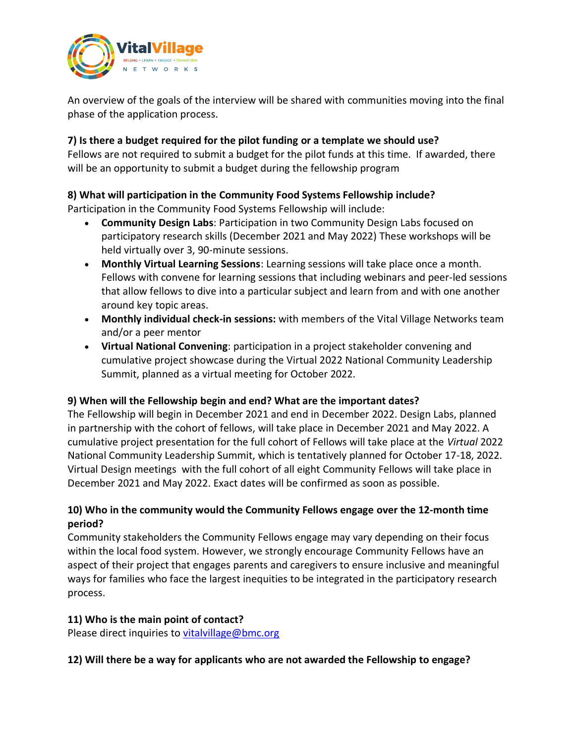An overview of the goals of the interview will be shared with communities moving into the final phase of the application process.

**7) Is there a budget required for the pilot funding or a template we should use?**
Fellows are not required to submit a budget for the pilot funds at this time. If awarded, there will be an opportunity to submit a budget during the fellowship program

**8) What will participation in the Community Food Systems Fellowship include?**
Participation in the Community Food Systems Fellowship will include:

- **Community Design Labs**: Participation in two Community Design Labs focused on participatory research skills (December 2021 and May 2022) These workshops will be held virtually over 3, 90-minute sessions.
- **Monthly Virtual Learning Sessions**: Learning sessions will take place once a month. Fellows with convene for learning sessions that including webinars and peer-led sessions that allow fellows to dive into a particular subject and learn from and with one another around key topic areas.
- **Monthly individual check-in sessions:** with members of the Vital Village Networks team and/or a peer mentor
- **Virtual National Convening**: participation in a project stakeholder convening and cumulative project showcase during the Virtual 2022 National Community Leadership Summit, planned as a virtual meeting for October 2022.

**9) When will the Fellowship begin and end? What are the important dates?**
The Fellowship will begin in December 2021 and end in December 2022. Design Labs, planned in partnership with the cohort of fellows, will take place in December 2021 and May 2022. A cumulative project presentation for the full cohort of Fellows will take place at the *Virtual* 2022 National Community Leadership Summit, which is tentatively planned for October 17-18, 2022. Virtual Design meetings with the full cohort of all eight Community Fellows will take place in December 2021 and May 2022. Exact dates will be confirmed as soon as possible.

**10) Who in the community would the Community Fellows engage over the 12-month time period?**
Community stakeholders the Community Fellows engage may vary depending on their focus within the local food system. However, we strongly encourage Community Fellows have an aspect of their project that engages parents and caregivers to ensure inclusive and meaningful ways for families who face the largest inequities to be integrated in the participatory research process.

**11) Who is the main point of contact?**
Please direct inquiries to [vitalvillage@bmc.org](mailto:vitalvillage@bmc.org)

**12) Will there be a way for applicants who are not awarded the Fellowship to engage?**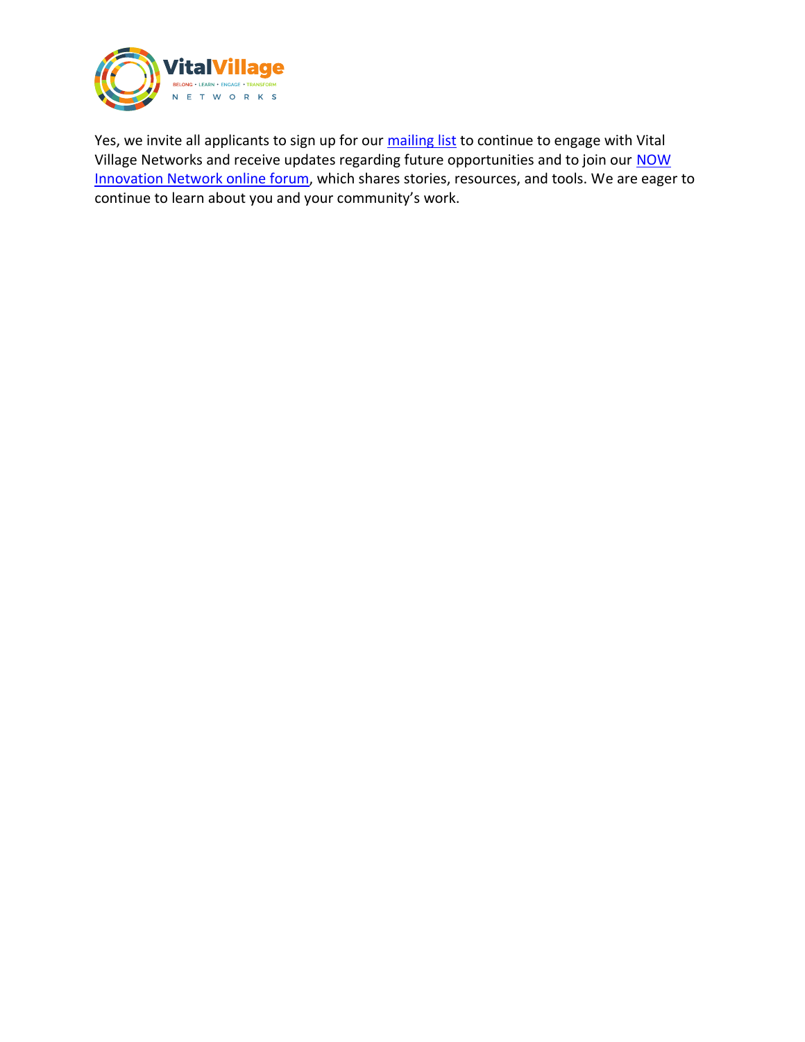Yes, we invite all applicants to sign up for our mailing list to continue to engage with Vital Village Networks and receive updates regarding future opportunities and to join our NOW Innovation Network online forum, which shares stories, resources, and tools. We are eager to continue to learn about you and your community's work.